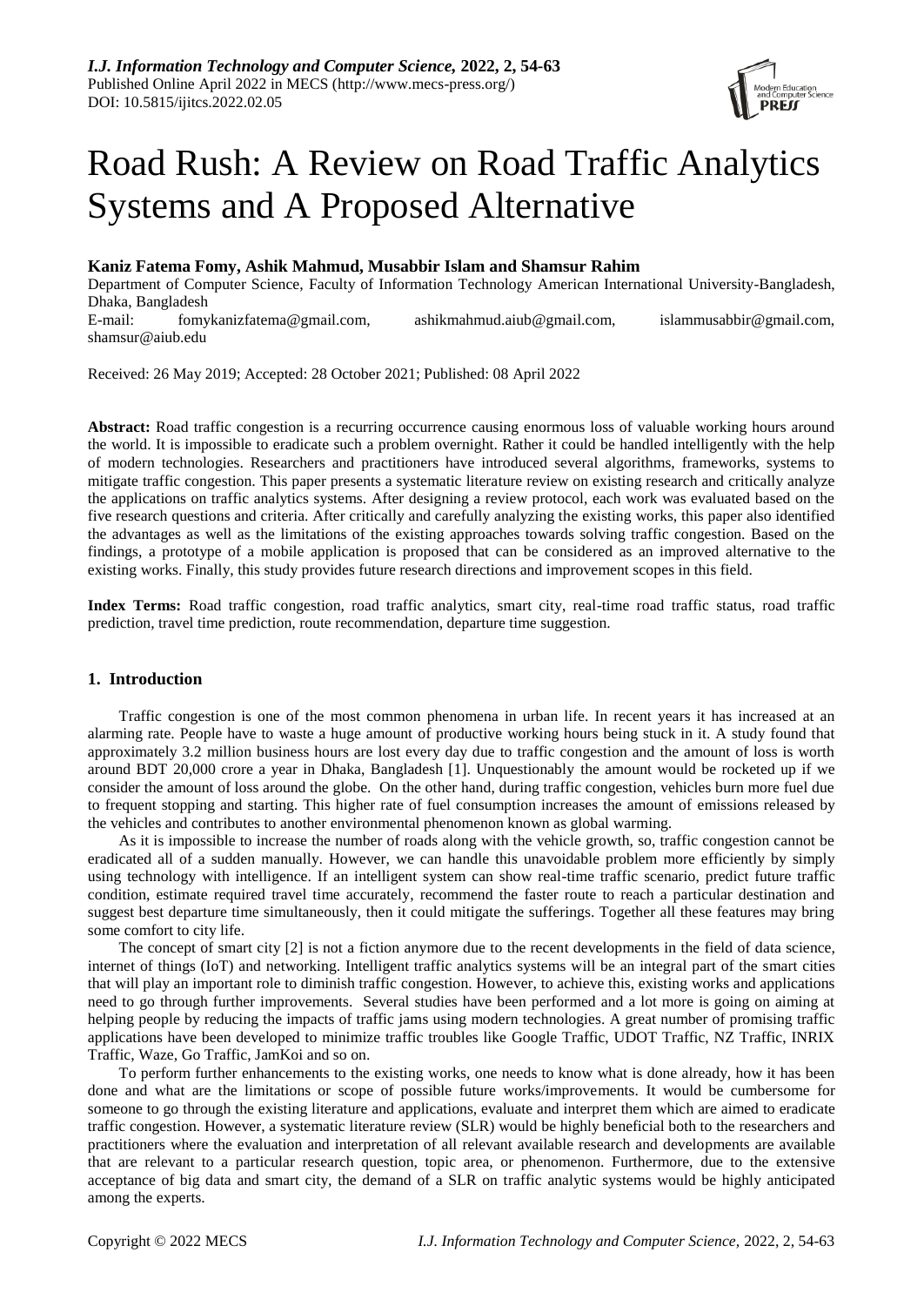*I.J. Information Technology and Computer Science,* **2022, 2, 54-63**
Published Online April 2022 in MECS (http://www.mecs-press.org/)
DOI: 10.5815/ijitcs.2022.02.05

# Road Rush: A Review on Road Traffic Analytics Systems and A Proposed Alternative

**Kaniz Fatema Fomy, Ashik Mahmud, Musabbir Islam and Shamsur Rahim**

Department of Computer Science, Faculty of Information Technology American International University-Bangladesh, Dhaka, Bangladesh
E-mail: fomykanizfatema@gmail.com, ashikmahmud.aiub@gmail.com, islammusabbir@gmail.com, shamsur@aiub.edu

Received: 26 May 2019; Accepted: 28 October 2021; Published: 08 April 2022

**Abstract:** Road traffic congestion is a recurring occurrence causing enormous loss of valuable working hours around the world. It is impossible to eradicate such a problem overnight. Rather it could be handled intelligently with the help of modern technologies. Researchers and practitioners have introduced several algorithms, frameworks, systems to mitigate traffic congestion. This paper presents a systematic literature review on existing research and critically analyze the applications on traffic analytics systems. After designing a review protocol, each work was evaluated based on the five research questions and criteria. After critically and carefully analyzing the existing works, this paper also identified the advantages as well as the limitations of the existing approaches towards solving traffic congestion. Based on the findings, a prototype of a mobile application is proposed that can be considered as an improved alternative to the existing works. Finally, this study provides future research directions and improvement scopes in this field.

**Index Terms:** Road traffic congestion, road traffic analytics, smart city, real-time road traffic status, road traffic prediction, travel time prediction, route recommendation, departure time suggestion.

## 1. Introduction

Traffic congestion is one of the most common phenomena in urban life. In recent years it has increased at an alarming rate. People have to waste a huge amount of productive working hours being stuck in it. A study found that approximately 3.2 million business hours are lost every day due to traffic congestion and the amount of loss is worth around BDT 20,000 crore a year in Dhaka, Bangladesh [1]. Unquestionably the amount would be rocketed up if we consider the amount of loss around the globe. On the other hand, during traffic congestion, vehicles burn more fuel due to frequent stopping and starting. This higher rate of fuel consumption increases the amount of emissions released by the vehicles and contributes to another environmental phenomenon known as global warming.

As it is impossible to increase the number of roads along with the vehicle growth, so, traffic congestion cannot be eradicated all of a sudden manually. However, we can handle this unavoidable problem more efficiently by simply using technology with intelligence. If an intelligent system can show real-time traffic scenario, predict future traffic condition, estimate required travel time accurately, recommend the faster route to reach a particular destination and suggest best departure time simultaneously, then it could mitigate the sufferings. Together all these features may bring some comfort to city life.

The concept of smart city [2] is not a fiction anymore due to the recent developments in the field of data science, internet of things (IoT) and networking. Intelligent traffic analytics systems will be an integral part of the smart cities that will play an important role to diminish traffic congestion. However, to achieve this, existing works and applications need to go through further improvements. Several studies have been performed and a lot more is going on aiming at helping people by reducing the impacts of traffic jams using modern technologies. A great number of promising traffic applications have been developed to minimize traffic troubles like Google Traffic, UDOT Traffic, NZ Traffic, INRIX Traffic, Waze, Go Traffic, JamKoi and so on.

To perform further enhancements to the existing works, one needs to know what is done already, how it has been done and what are the limitations or scope of possible future works/improvements. It would be cumbersome for someone to go through the existing literature and applications, evaluate and interpret them which are aimed to eradicate traffic congestion. However, a systematic literature review (SLR) would be highly beneficial both to the researchers and practitioners where the evaluation and interpretation of all relevant available research and developments are available that are relevant to a particular research question, topic area, or phenomenon. Furthermore, due to the extensive acceptance of big data and smart city, the demand of a SLR on traffic analytic systems would be highly anticipated among the experts.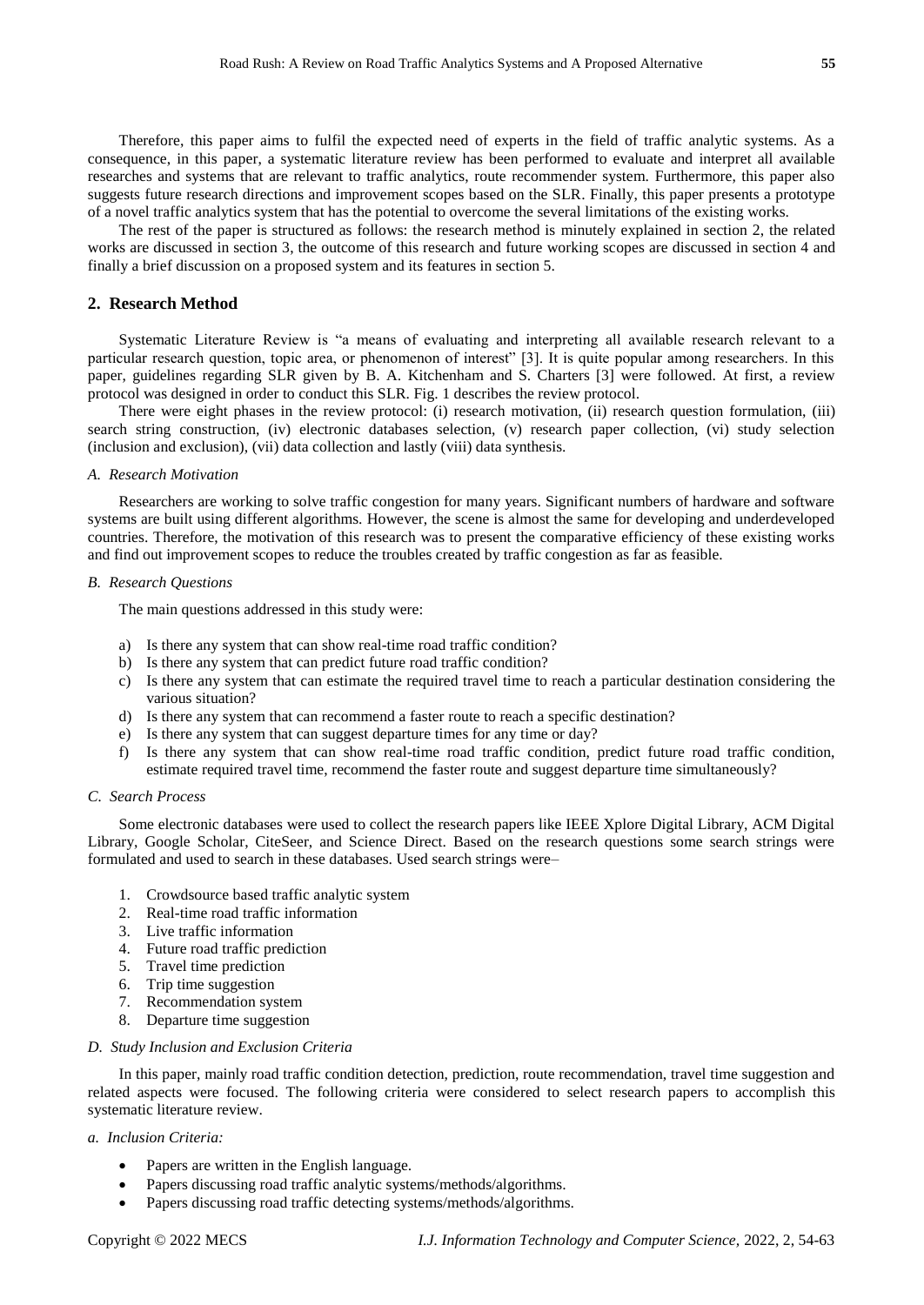Therefore, this paper aims to fulfil the expected need of experts in the field of traffic analytic systems. As a consequence, in this paper, a systematic literature review has been performed to evaluate and interpret all available researches and systems that are relevant to traffic analytics, route recommender system. Furthermore, this paper also suggests future research directions and improvement scopes based on the SLR. Finally, this paper presents a prototype of a novel traffic analytics system that has the potential to overcome the several limitations of the existing works.

The rest of the paper is structured as follows: the research method is minutely explained in section 2, the related works are discussed in section 3, the outcome of this research and future working scopes are discussed in section 4 and finally a brief discussion on a proposed system and its features in section 5.

## 2. Research Method

Systematic Literature Review is "a means of evaluating and interpreting all available research relevant to a particular research question, topic area, or phenomenon of interest" [3]. It is quite popular among researchers. In this paper, guidelines regarding SLR given by B. A. Kitchenham and S. Charters [3] were followed. At first, a review protocol was designed in order to conduct this SLR. Fig. 1 describes the review protocol.

There were eight phases in the review protocol: (i) research motivation, (ii) research question formulation, (iii) search string construction, (iv) electronic databases selection, (v) research paper collection, (vi) study selection (inclusion and exclusion), (vii) data collection and lastly (viii) data synthesis.

### *A. Research Motivation*

Researchers are working to solve traffic congestion for many years. Significant numbers of hardware and software systems are built using different algorithms. However, the scene is almost the same for developing and underdeveloped countries. Therefore, the motivation of this research was to present the comparative efficiency of these existing works and find out improvement scopes to reduce the troubles created by traffic congestion as far as feasible.

### *B. Research Questions*

The main questions addressed in this study were:

a) Is there any system that can show real-time road traffic condition?
b) Is there any system that can predict future road traffic condition?
c) Is there any system that can estimate the required travel time to reach a particular destination considering the various situation?
d) Is there any system that can recommend a faster route to reach a specific destination?
e) Is there any system that can suggest departure times for any time or day?
f) Is there any system that can show real-time road traffic condition, predict future road traffic condition, estimate required travel time, recommend the faster route and suggest departure time simultaneously?

### *C. Search Process*

Some electronic databases were used to collect the research papers like IEEE Xplore Digital Library, ACM Digital Library, Google Scholar, CiteSeer, and Science Direct. Based on the research questions some search strings were formulated and used to search in these databases. Used search strings were–

1. Crowdsource based traffic analytic system
2. Real-time road traffic information
3. Live traffic information
4. Future road traffic prediction
5. Travel time prediction
6. Trip time suggestion
7. Recommendation system
8. Departure time suggestion

### *D. Study Inclusion and Exclusion Criteria*

In this paper, mainly road traffic condition detection, prediction, route recommendation, travel time suggestion and related aspects were focused. The following criteria were considered to select research papers to accomplish this systematic literature review.

#### *a. Inclusion Criteria:*

- Papers are written in the English language.
- Papers discussing road traffic analytic systems/methods/algorithms.
- Papers discussing road traffic detecting systems/methods/algorithms.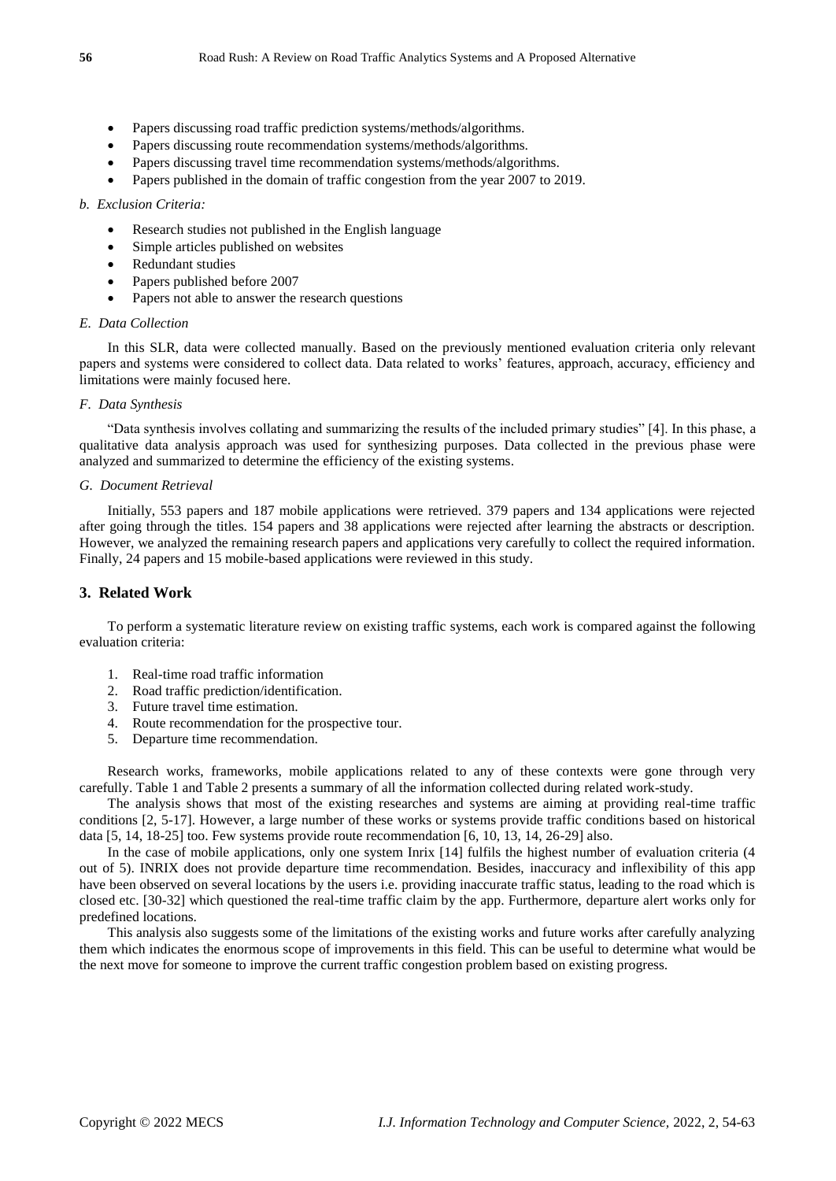- Papers discussing road traffic prediction systems/methods/algorithms.
- Papers discussing route recommendation systems/methods/algorithms.
- Papers discussing travel time recommendation systems/methods/algorithms.
- Papers published in the domain of traffic congestion from the year 2007 to 2019.

*b. Exclusion Criteria:*

- Research studies not published in the English language
- Simple articles published on websites
- Redundant studies
- Papers published before 2007
- Papers not able to answer the research questions

### *E. Data Collection*

In this SLR, data were collected manually. Based on the previously mentioned evaluation criteria only relevant papers and systems were considered to collect data. Data related to works' features, approach, accuracy, efficiency and limitations were mainly focused here.

### *F. Data Synthesis*

"Data synthesis involves collating and summarizing the results of the included primary studies" [4]. In this phase, a qualitative data analysis approach was used for synthesizing purposes. Data collected in the previous phase were analyzed and summarized to determine the efficiency of the existing systems.

### *G. Document Retrieval*

Initially, 553 papers and 187 mobile applications were retrieved. 379 papers and 134 applications were rejected after going through the titles. 154 papers and 38 applications were rejected after learning the abstracts or description. However, we analyzed the remaining research papers and applications very carefully to collect the required information. Finally, 24 papers and 15 mobile-based applications were reviewed in this study.

## 3. Related Work

To perform a systematic literature review on existing traffic systems, each work is compared against the following evaluation criteria:

1. Real-time road traffic information
2. Road traffic prediction/identification.
3. Future travel time estimation.
4. Route recommendation for the prospective tour.
5. Departure time recommendation.

Research works, frameworks, mobile applications related to any of these contexts were gone through very carefully. Table 1 and Table 2 presents a summary of all the information collected during related work-study.

The analysis shows that most of the existing researches and systems are aiming at providing real-time traffic conditions [2, 5-17]. However, a large number of these works or systems provide traffic conditions based on historical data [5, 14, 18-25] too. Few systems provide route recommendation [6, 10, 13, 14, 26-29] also.

In the case of mobile applications, only one system Inrix [14] fulfils the highest number of evaluation criteria (4 out of 5). INRIX does not provide departure time recommendation. Besides, inaccuracy and inflexibility of this app have been observed on several locations by the users i.e. providing inaccurate traffic status, leading to the road which is closed etc. [30-32] which questioned the real-time traffic claim by the app. Furthermore, departure alert works only for predefined locations.

This analysis also suggests some of the limitations of the existing works and future works after carefully analyzing them which indicates the enormous scope of improvements in this field. This can be useful to determine what would be the next move for someone to improve the current traffic congestion problem based on existing progress.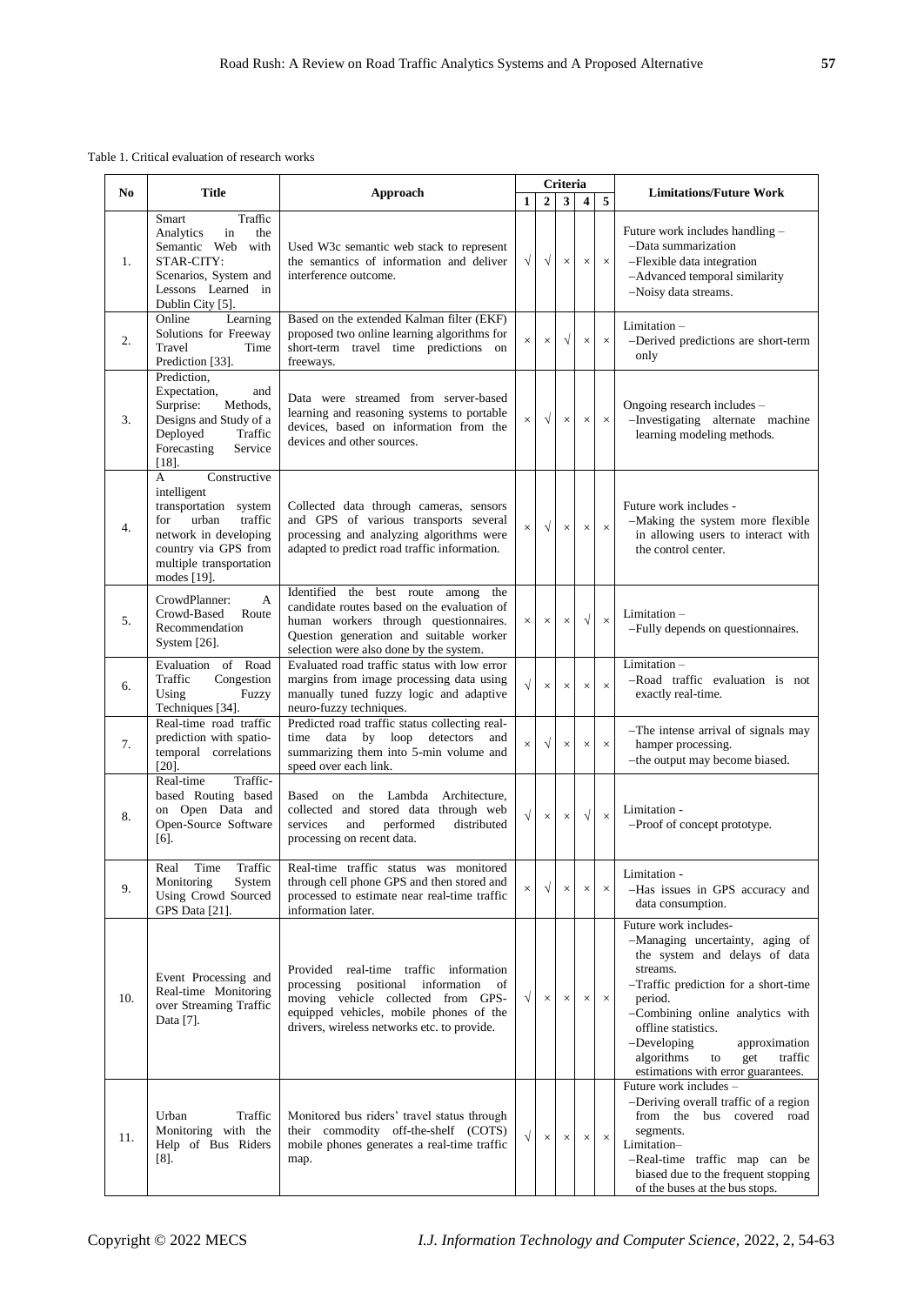Table 1. Critical evaluation of research works

| No | Title | Approach | Criteria | | | | | Limitations/Future Work |
|---|---|---|---|---|---|---|---|---|
| | | | 1 | 2 | 3 | 4 | 5 | |
| 1. | Smart Traffic Analytics in the Semantic Web with STAR-CITY: Scenarios, System and Lessons Learned in Dublin City [5]. | Used W3c semantic web stack to represent the semantics of information and deliver interference outcome. | √ | √ | × | × | × | Future work includes handling – –Data summarization –Flexible data integration –Advanced temporal similarity –Noisy data streams. |
| 2. | Online Learning Solutions for Freeway Travel Time Prediction [33]. | Based on the extended Kalman filter (EKF) proposed two online learning algorithms for short-term travel time predictions on freeways. | × | × | √ | × | × | Limitation – –Derived predictions are short-term only |
| 3. | Prediction, Expectation, and Surprise: Methods, Designs and Study of a Deployed Traffic Forecasting Service [18]. | Data were streamed from server-based learning and reasoning systems to portable devices, based on information from the devices and other sources. | × | √ | × | × | × | Ongoing research includes – –Investigating alternate machine learning modeling methods. |
| 4. | A Constructive intelligent transportation system for urban traffic network in developing country via GPS from multiple transportation modes [19]. | Collected data through cameras, sensors and GPS of various transports several processing and analyzing algorithms were adapted to predict road traffic information. | × | √ | × | × | × | Future work includes - –Making the system more flexible in allowing users to interact with the control center. |
| 5. | CrowdPlanner: A Crowd-Based Route Recommendation System [26]. | Identified the best route among the candidate routes based on the evaluation of human workers through questionnaires. Question generation and suitable worker selection were also done by the system. | × | × | × | √ | × | Limitation – –Fully depends on questionnaires. |
| 6. | Evaluation of Road Traffic Congestion Using Fuzzy Techniques [34]. | Evaluated road traffic status with low error margins from image processing data using manually tuned fuzzy logic and adaptive neuro-fuzzy techniques. | √ | × | × | × | × | Limitation – –Road traffic evaluation is not exactly real-time. |
| 7. | Real-time road traffic prediction with spatio-temporal correlations [20]. | Predicted road traffic status collecting real-time data by loop detectors and summarizing them into 5-min volume and speed over each link. | × | √ | × | × | × | –The intense arrival of signals may hamper processing. –the output may become biased. |
| 8. | Real-time Traffic-based Routing based on Open Data and Open-Source Software [6]. | Based on the Lambda Architecture, collected and stored data through web services and performed distributed processing on recent data. | √ | × | × | √ | × | Limitation - –Proof of concept prototype. |
| 9. | Real Time Traffic Monitoring System Using Crowd Sourced GPS Data [21]. | Real-time traffic status was monitored through cell phone GPS and then stored and processed to estimate near real-time traffic information later. | × | √ | × | × | × | Limitation - –Has issues in GPS accuracy and data consumption. |
| 10. | Event Processing and Real-time Monitoring over Streaming Traffic Data [7]. | Provided real-time traffic information processing positional information of moving vehicle collected from GPS-equipped vehicles, mobile phones of the drivers, wireless networks etc. to provide. | √ | × | × | × | × | Future work includes- –Managing uncertainty, aging of the system and delays of data streams. –Traffic prediction for a short-time period. –Combining online analytics with offline statistics. –Developing approximation algorithms to get traffic estimations with error guarantees. |
| 11. | Urban Traffic Monitoring with the Help of Bus Riders [8]. | Monitored bus riders' travel status through their commodity off-the-shelf (COTS) mobile phones generates a real-time traffic map. | √ | × | × | × | × | Future work includes – –Deriving overall traffic of a region from the bus covered road segments. Limitation– –Real-time traffic map can be biased due to the frequent stopping of the buses at the bus stops. |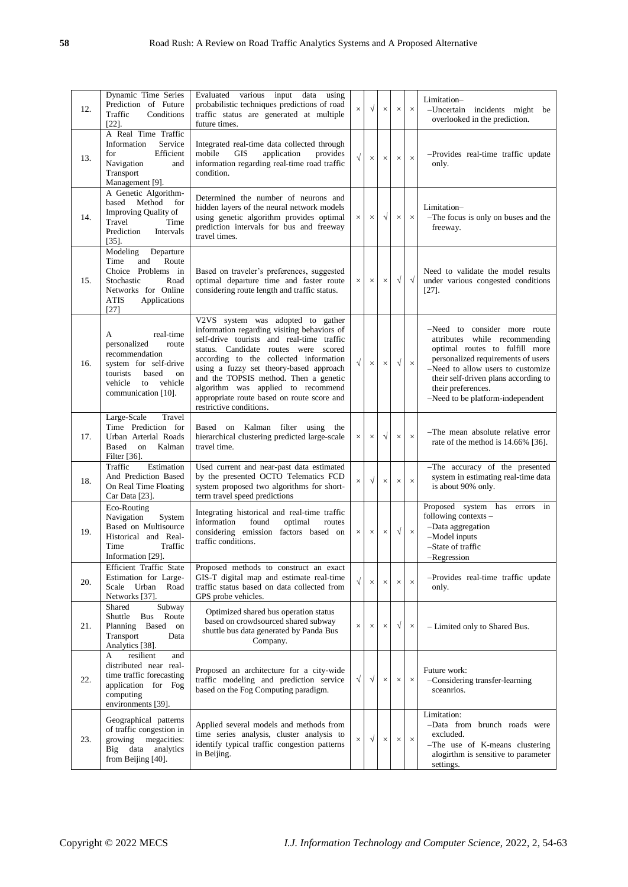| 12. | Dynamic Time Series Prediction of Future Traffic Conditions [22]. | Evaluated various input data using probabilistic techniques predictions of road traffic status are generated at multiple future times. | × | √ | × | × | × | Limitation– –Uncertain incidents might be overlooked in the prediction. |
|---|---|---|---|---|---|---|---|---|
| 13. | A Real Time Traffic Information Service for Efficient Navigation and Transport Management [9]. | Integrated real-time data collected through mobile GIS application provides information regarding real-time road traffic condition. | √ | × | × | × | × | –Provides real-time traffic update only. |
| 14. | A Genetic Algorithm-based Method for Improving Quality of Travel Time Prediction Intervals [35]. | Determined the number of neurons and hidden layers of the neural network models using genetic algorithm provides optimal prediction intervals for bus and freeway travel times. | × | × | √ | × | × | Limitation– –The focus is only on buses and the freeway. |
| 15. | Modeling Departure Time and Route Choice Problems in Stochastic Road Networks for Online ATIS Applications [27] | Based on traveler's preferences, suggested optimal departure time and faster route considering route length and traffic status. | × | × | × | √ | √ | Need to validate the model results under various congested conditions [27]. |
| 16. | A real-time personalized route recommendation system for self-drive tourists based on vehicle to vehicle communication [10]. | V2VS system was adopted to gather information regarding visiting behaviors of self-drive tourists and real-time traffic status. Candidate routes were scored according to the collected information using a fuzzy set theory-based approach and the TOPSIS method. Then a genetic algorithm was applied to recommend appropriate route based on route score and restrictive conditions. | √ | × | × | √ | × | –Need to consider more route attributes while recommending optimal routes to fulfill more personalized requirements of users –Need to allow users to customize their self-driven plans according to their preferences. –Need to be platform-independent |
| 17. | Large-Scale Travel Time Prediction for Urban Arterial Roads Based on Kalman Filter [36]. | Based on Kalman filter using the hierarchical clustering predicted large-scale travel time. | × | × | √ | × | × | –The mean absolute relative error rate of the method is 14.66% [36]. |
| 18. | Traffic Estimation And Prediction Based On Real Time Floating Car Data [23]. | Used current and near-past data estimated by the presented OCTO Telematics FCD system proposed two algorithms for short-term travel speed predictions | × | √ | × | × | × | –The accuracy of the presented system in estimating real-time data is about 90% only. |
| 19. | Eco-Routing Navigation System Based on Multisource Historical and Real-Time Traffic Information [29]. | Integrating historical and real-time traffic information found optimal routes considering emission factors based on traffic conditions. | × | × | × | √ | × | Proposed system has errors in following contexts – –Data aggregation –Model inputs –State of traffic –Regression |
| 20. | Efficient Traffic State Estimation for Large-Scale Urban Road Networks [37]. | Proposed methods to construct an exact GIS-T digital map and estimate real-time traffic status based on data collected from GPS probe vehicles. | √ | × | × | × | × | –Provides real-time traffic update only. |
| 21. | Shared Subway Shuttle Bus Route Planning Based on Transport Data Analytics [38]. | Optimized shared bus operation status based on crowdsourced shared subway shuttle bus data generated by Panda Bus Company. | × | × | × | √ | × | – Limited only to Shared Bus. |
| 22. | A resilient and distributed near real-time traffic forecasting application for Fog computing environments [39]. | Proposed an architecture for a city-wide traffic modeling and prediction service based on the Fog Computing paradigm. | √ | √ | × | × | × | Future work: –Considering transfer-learning sceanrios. |
| 23. | Geographical patterns of traffic congestion in growing megacities: Big data analytics from Beijing [40]. | Applied several models and methods from time series analysis, cluster analysis to identify typical traffic congestion patterns in Beijing. | × | √ | × | × | × | Limitation: –Data from brunch roads were excluded. –The use of K-means clustering alogirthm is sensitive to parameter settings. |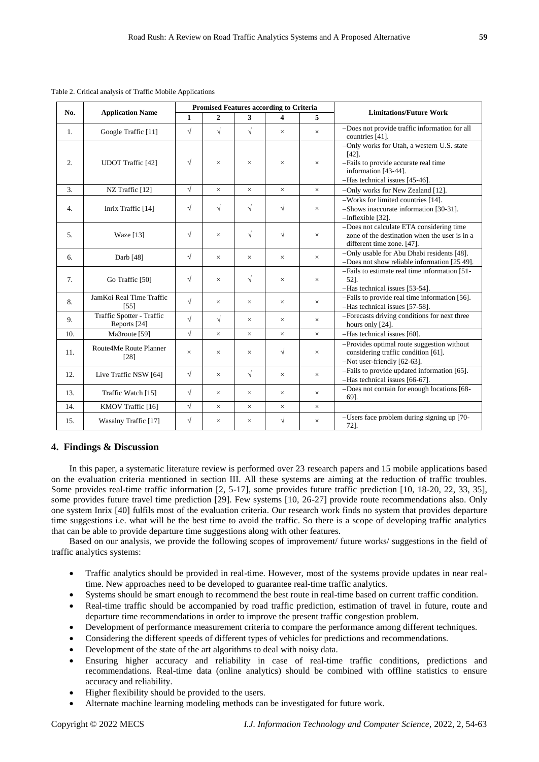Table 2. Critical analysis of Traffic Mobile Applications

| No. | Application Name | Promised Features according to Criteria | | | | | Limitations/Future Work |
|---|---|---|---|---|---|---|---|
| | | 1 | 2 | 3 | 4 | 5 | |
| 1. | Google Traffic [11] | √ | √ | √ | × | × | –Does not provide traffic information for all countries [41]. |
| 2. | UDOT Traffic [42] | √ | × | × | × | × | –Only works for Utah, a western U.S. state [42].<br>–Fails to provide accurate real time information [43-44].<br>–Has technical issues [45-46]. |
| 3. | NZ Traffic [12] | √ | × | × | × | × | –Only works for New Zealand [12]. |
| 4. | Inrix Traffic [14] | √ | √ | √ | √ | × | –Works for limited countries [14].<br>–Shows inaccurate information [30-31].<br>–Inflexible [32]. |
| 5. | Waze [13] | √ | × | √ | √ | × | –Does not calculate ETA considering time zone of the destination when the user is in a different time zone. [47]. |
| 6. | Darb [48] | √ | × | × | × | × | –Only usable for Abu Dhabi residents [48].<br>–Does not show reliable information [25 49]. |
| 7. | Go Traffic [50] | √ | × | √ | × | × | –Fails to estimate real time information [51-52].<br>–Has technical issues [53-54]. |
| 8. | JamKoi Real Time Traffic [55] | √ | × | × | × | × | –Fails to provide real time information [56].<br>–Has technical issues [57-58]. |
| 9. | Traffic Spotter - Traffic Reports [24] | √ | √ | × | × | × | –Forecasts driving conditions for next three hours only [24]. |
| 10. | Ma3route [59] | √ | × | × | × | × | –Has technical issues [60]. |
| 11. | Route4Me Route Planner [28] | × | × | × | √ | × | –Provides optimal route suggestion without considering traffic condition [61].<br>–Not user-friendly [62-63]. |
| 12. | Live Traffic NSW [64] | √ | × | √ | × | × | –Fails to provide updated information [65].<br>–Has technical issues [66-67]. |
| 13. | Traffic Watch [15] | √ | × | × | × | × | –Does not contain for enough locations [68-69]. |
| 14. | KMOV Traffic [16] | √ | × | × | × | × | |
| 15. | Wasalny Traffic [17] | √ | × | × | √ | × | –Users face problem during signing up [70-72]. |

## 4. Findings & Discussion

In this paper, a systematic literature review is performed over 23 research papers and 15 mobile applications based on the evaluation criteria mentioned in section III. All these systems are aiming at the reduction of traffic troubles. Some provides real-time traffic information [2, 5-17], some provides future traffic prediction [10, 18-20, 22, 33, 35], some provides future travel time prediction [29]. Few systems [10, 26-27] provide route recommendations also. Only one system Inrix [40] fulfils most of the evaluation criteria. Our research work finds no system that provides departure time suggestions i.e. what will be the best time to avoid the traffic. So there is a scope of developing traffic analytics that can be able to provide departure time suggestions along with other features.

Based on our analysis, we provide the following scopes of improvement/ future works/ suggestions in the field of traffic analytics systems:

- Traffic analytics should be provided in real-time. However, most of the systems provide updates in near real-time. New approaches need to be developed to guarantee real-time traffic analytics.
- Systems should be smart enough to recommend the best route in real-time based on current traffic condition.
- Real-time traffic should be accompanied by road traffic prediction, estimation of travel in future, route and departure time recommendations in order to improve the present traffic congestion problem.
- Development of performance measurement criteria to compare the performance among different techniques.
- Considering the different speeds of different types of vehicles for predictions and recommendations.
- Development of the state of the art algorithms to deal with noisy data.
- Ensuring higher accuracy and reliability in case of real-time traffic conditions, predictions and recommendations. Real-time data (online analytics) should be combined with offline statistics to ensure accuracy and reliability.
- Higher flexibility should be provided to the users.
- Alternate machine learning modeling methods can be investigated for future work.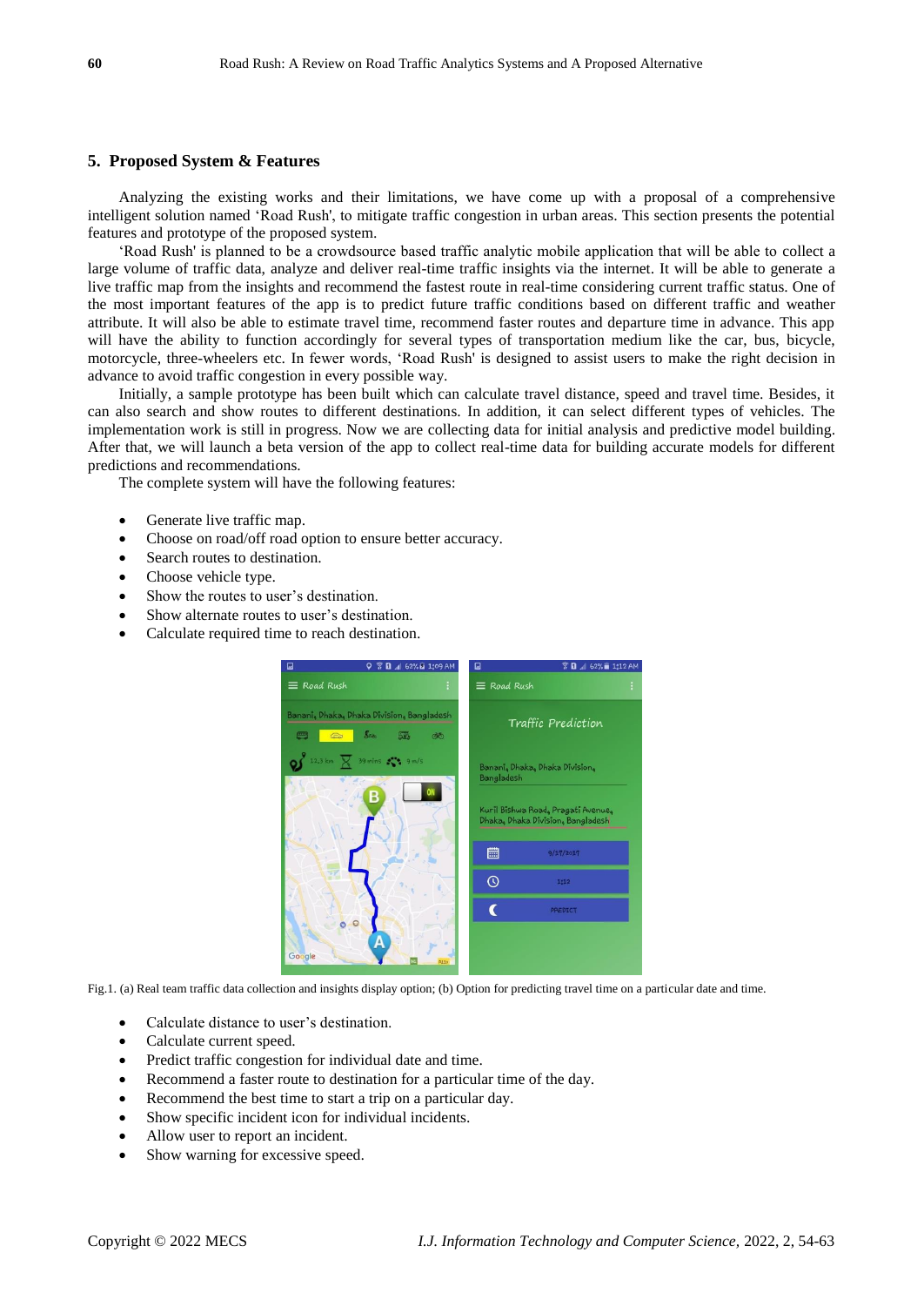## 5. Proposed System & Features

Analyzing the existing works and their limitations, we have come up with a proposal of a comprehensive intelligent solution named 'Road Rush', to mitigate traffic congestion in urban areas. This section presents the potential features and prototype of the proposed system.

'Road Rush' is planned to be a crowdsource based traffic analytic mobile application that will be able to collect a large volume of traffic data, analyze and deliver real-time traffic insights via the internet. It will be able to generate a live traffic map from the insights and recommend the fastest route in real-time considering current traffic status. One of the most important features of the app is to predict future traffic conditions based on different traffic and weather attribute. It will also be able to estimate travel time, recommend faster routes and departure time in advance. This app will have the ability to function accordingly for several types of transportation medium like the car, bus, bicycle, motorcycle, three-wheelers etc. In fewer words, 'Road Rush' is designed to assist users to make the right decision in advance to avoid traffic congestion in every possible way.

Initially, a sample prototype has been built which can calculate travel distance, speed and travel time. Besides, it can also search and show routes to different destinations. In addition, it can select different types of vehicles. The implementation work is still in progress. Now we are collecting data for initial analysis and predictive model building. After that, we will launch a beta version of the app to collect real-time data for building accurate models for different predictions and recommendations.

The complete system will have the following features:

- Generate live traffic map.
- Choose on road/off road option to ensure better accuracy.
- Search routes to destination.
- Choose vehicle type.
- Show the routes to user's destination.
- Show alternate routes to user's destination.
- Calculate required time to reach destination.

Fig.1. (a) Real team traffic data collection and insights display option; (b) Option for predicting travel time on a particular date and time.

- Calculate distance to user's destination.
- Calculate current speed.
- Predict traffic congestion for individual date and time.
- Recommend a faster route to destination for a particular time of the day.
- Recommend the best time to start a trip on a particular day.
- Show specific incident icon for individual incidents.
- Allow user to report an incident.
- Show warning for excessive speed.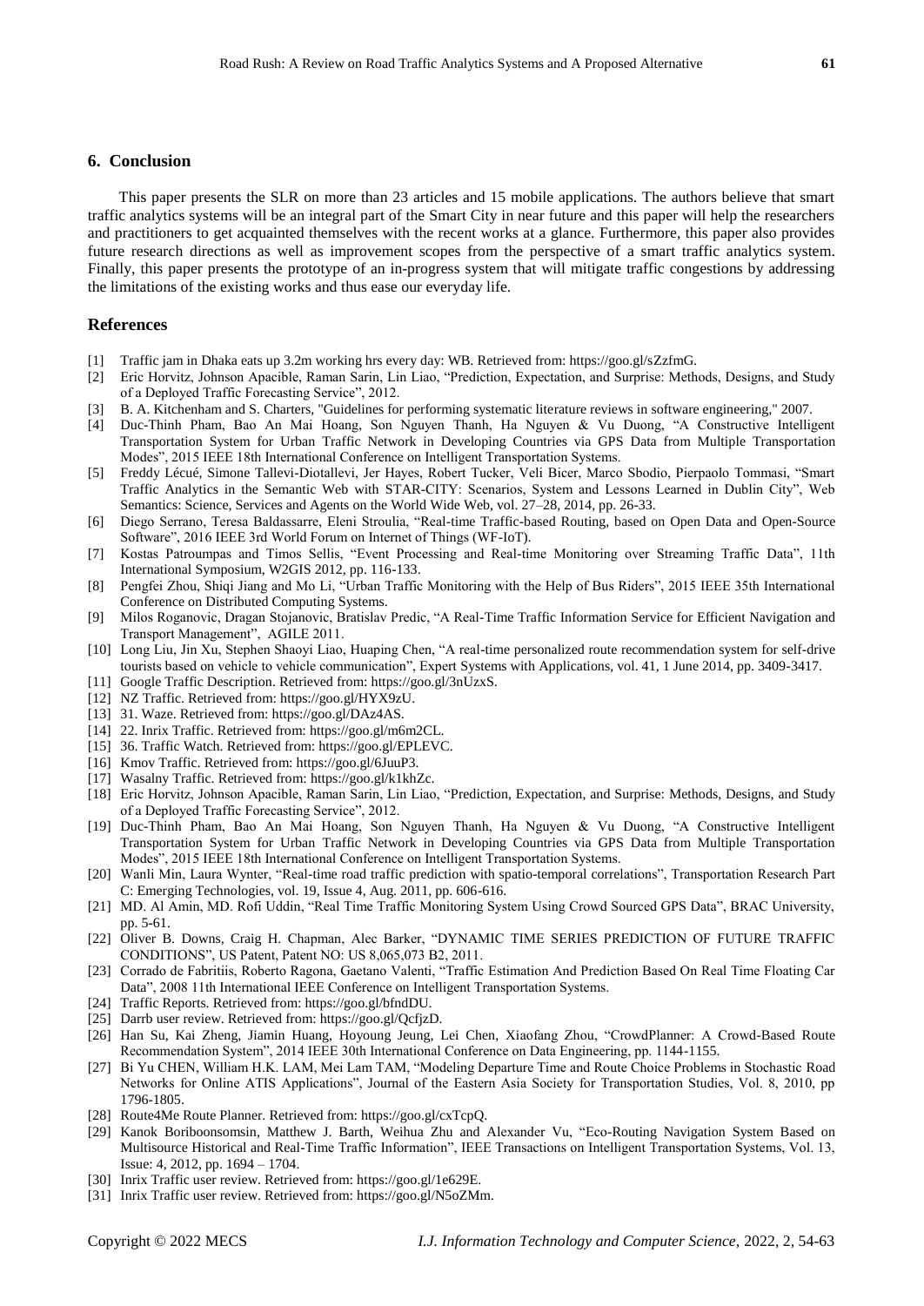## 6. Conclusion

This paper presents the SLR on more than 23 articles and 15 mobile applications. The authors believe that smart traffic analytics systems will be an integral part of the Smart City in near future and this paper will help the researchers and practitioners to get acquainted themselves with the recent works at a glance. Furthermore, this paper also provides future research directions as well as improvement scopes from the perspective of a smart traffic analytics system. Finally, this paper presents the prototype of an in-progress system that will mitigate traffic congestions by addressing the limitations of the existing works and thus ease our everyday life.

## References

- [1] Traffic jam in Dhaka eats up 3.2m working hrs every day: WB. Retrieved from: https://goo.gl/sZzfmG.
- [2] Eric Horvitz, Johnson Apacible, Raman Sarin, Lin Liao, "Prediction, Expectation, and Surprise: Methods, Designs, and Study of a Deployed Traffic Forecasting Service", 2012.
- [3] B. A. Kitchenham and S. Charters, "Guidelines for performing systematic literature reviews in software engineering," 2007.
- [4] Duc-Thinh Pham, Bao An Mai Hoang, Son Nguyen Thanh, Ha Nguyen & Vu Duong, "A Constructive Intelligent Transportation System for Urban Traffic Network in Developing Countries via GPS Data from Multiple Transportation Modes", 2015 IEEE 18th International Conference on Intelligent Transportation Systems.
- [5] Freddy Lécué, Simone Tallevi-Diotallevi, Jer Hayes, Robert Tucker, Veli Bicer, Marco Sbodio, Pierpaolo Tommasi, "Smart Traffic Analytics in the Semantic Web with STAR-CITY: Scenarios, System and Lessons Learned in Dublin City", Web Semantics: Science, Services and Agents on the World Wide Web, vol. 27–28, 2014, pp. 26-33.
- [6] Diego Serrano, Teresa Baldassarre, Eleni Stroulia, "Real-time Traffic-based Routing, based on Open Data and Open-Source Software", 2016 IEEE 3rd World Forum on Internet of Things (WF-IoT).
- [7] Kostas Patroumpas and Timos Sellis, "Event Processing and Real-time Monitoring over Streaming Traffic Data", 11th International Symposium, W2GIS 2012, pp. 116-133.
- [8] Pengfei Zhou, Shiqi Jiang and Mo Li, "Urban Traffic Monitoring with the Help of Bus Riders", 2015 IEEE 35th International Conference on Distributed Computing Systems.
- [9] Milos Roganovic, Dragan Stojanovic, Bratislav Predic, "A Real-Time Traffic Information Service for Efficient Navigation and Transport Management", AGILE 2011.
- [10] Long Liu, Jin Xu, Stephen Shaoyi Liao, Huaping Chen, "A real-time personalized route recommendation system for self-drive tourists based on vehicle to vehicle communication", Expert Systems with Applications, vol. 41, 1 June 2014, pp. 3409-3417.
- [11] Google Traffic Description. Retrieved from: https://goo.gl/3nUzxS.
- [12] NZ Traffic. Retrieved from: https://goo.gl/HYX9zU.
- [13] 31. Waze. Retrieved from: https://goo.gl/DAz4AS.
- [14] 22. Inrix Traffic. Retrieved from: https://goo.gl/m6m2CL.
- [15] 36. Traffic Watch. Retrieved from: https://goo.gl/EPLEVC.
- [16] Kmov Traffic. Retrieved from: https://goo.gl/6JuuP3.
- [17] Wasalny Traffic. Retrieved from: https://goo.gl/k1khZc.
- [18] Eric Horvitz, Johnson Apacible, Raman Sarin, Lin Liao, "Prediction, Expectation, and Surprise: Methods, Designs, and Study of a Deployed Traffic Forecasting Service", 2012.
- [19] Duc-Thinh Pham, Bao An Mai Hoang, Son Nguyen Thanh, Ha Nguyen & Vu Duong, "A Constructive Intelligent Transportation System for Urban Traffic Network in Developing Countries via GPS Data from Multiple Transportation Modes", 2015 IEEE 18th International Conference on Intelligent Transportation Systems.
- [20] Wanli Min, Laura Wynter, "Real-time road traffic prediction with spatio-temporal correlations", Transportation Research Part C: Emerging Technologies, vol. 19, Issue 4, Aug. 2011, pp. 606-616.
- [21] MD. Al Amin, MD. Rofi Uddin, "Real Time Traffic Monitoring System Using Crowd Sourced GPS Data", BRAC University, pp. 5-61.
- [22] Oliver B. Downs, Craig H. Chapman, Alec Barker, "DYNAMIC TIME SERIES PREDICTION OF FUTURE TRAFFIC CONDITIONS", US Patent, Patent NO: US 8,065,073 B2, 2011.
- [23] Corrado de Fabritiis, Roberto Ragona, Gaetano Valenti, "Traffic Estimation And Prediction Based On Real Time Floating Car Data", 2008 11th International IEEE Conference on Intelligent Transportation Systems.
- [24] Traffic Reports. Retrieved from: https://goo.gl/bfndDU.
- [25] Darrb user review. Retrieved from: https://goo.gl/QcfjzD.
- [26] Han Su, Kai Zheng, Jiamin Huang, Hoyoung Jeung, Lei Chen, Xiaofang Zhou, "CrowdPlanner: A Crowd-Based Route Recommendation System", 2014 IEEE 30th International Conference on Data Engineering, pp. 1144-1155.
- [27] Bi Yu CHEN, William H.K. LAM, Mei Lam TAM, "Modeling Departure Time and Route Choice Problems in Stochastic Road Networks for Online ATIS Applications", Journal of the Eastern Asia Society for Transportation Studies, Vol. 8, 2010, pp 1796-1805.
- [28] Route4Me Route Planner. Retrieved from: https://goo.gl/cxTcpQ.
- [29] Kanok Boriboonsomsin, Matthew J. Barth, Weihua Zhu and Alexander Vu, "Eco-Routing Navigation System Based on Multisource Historical and Real-Time Traffic Information", IEEE Transactions on Intelligent Transportation Systems, Vol. 13, Issue: 4, 2012, pp. 1694 – 1704.
- [30] Inrix Traffic user review. Retrieved from: https://goo.gl/1e629E.
- [31] Inrix Traffic user review. Retrieved from: https://goo.gl/N5oZMm.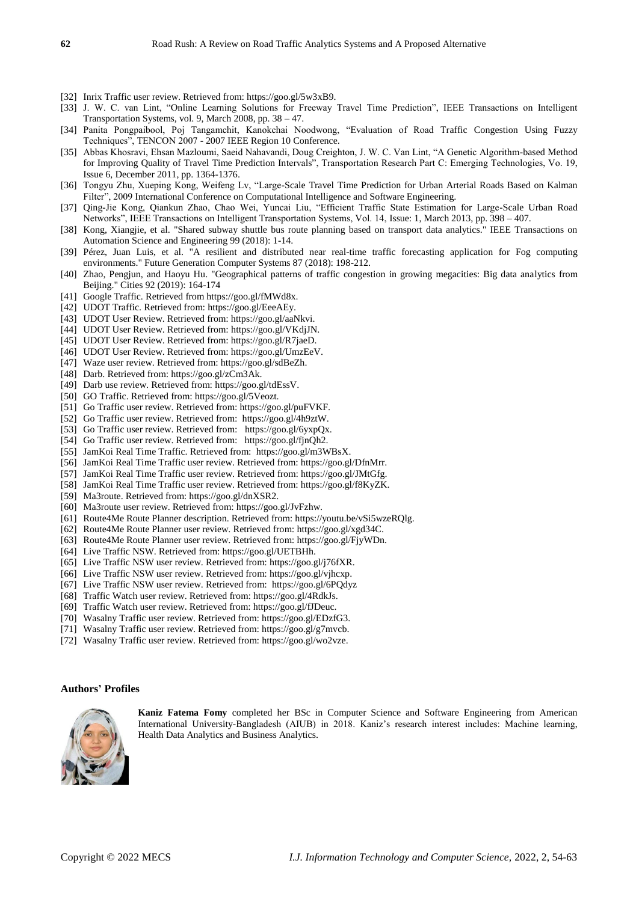[32] Inrix Traffic user review. Retrieved from: https://goo.gl/5w3xB9.

[33] J. W. C. van Lint, "Online Learning Solutions for Freeway Travel Time Prediction", IEEE Transactions on Intelligent Transportation Systems, vol. 9, March 2008, pp. 38 – 47.

[34] Panita Pongpaibool, Poj Tangamchit, Kanokchai Noodwong, "Evaluation of Road Traffic Congestion Using Fuzzy Techniques", TENCON 2007 - 2007 IEEE Region 10 Conference.

[35] Abbas Khosravi, Ehsan Mazloumi, Saeid Nahavandi, Doug Creighton, J. W. C. Van Lint, "A Genetic Algorithm-based Method for Improving Quality of Travel Time Prediction Intervals", Transportation Research Part C: Emerging Technologies, Vo. 19, Issue 6, December 2011, pp. 1364-1376.

[36] Tongyu Zhu, Xueping Kong, Weifeng Lv, "Large-Scale Travel Time Prediction for Urban Arterial Roads Based on Kalman Filter", 2009 International Conference on Computational Intelligence and Software Engineering.

[37] Qing-Jie Kong, Qiankun Zhao, Chao Wei, Yuncai Liu, "Efficient Traffic State Estimation for Large-Scale Urban Road Networks", IEEE Transactions on Intelligent Transportation Systems, Vol. 14, Issue: 1, March 2013, pp. 398 – 407.

[38] Kong, Xiangjie, et al. "Shared subway shuttle bus route planning based on transport data analytics." IEEE Transactions on Automation Science and Engineering 99 (2018): 1-14.

[39] Pérez, Juan Luis, et al. "A resilient and distributed near real-time traffic forecasting application for Fog computing environments." Future Generation Computer Systems 87 (2018): 198-212.

[40] Zhao, Pengjun, and Haoyu Hu. "Geographical patterns of traffic congestion in growing megacities: Big data analytics from Beijing." Cities 92 (2019): 164-174

[41] Google Traffic. Retrieved from https://goo.gl/fMWd8x.

[42] UDOT Traffic. Retrieved from: https://goo.gl/EeeAEy.

[43] UDOT User Review. Retrieved from: https://goo.gl/aaNkvi.

[44] UDOT User Review. Retrieved from: https://goo.gl/VKdjJN.

[45] UDOT User Review. Retrieved from: https://goo.gl/R7jaeD.

[46] UDOT User Review. Retrieved from: https://goo.gl/UmzEeV.

[47] Waze user review. Retrieved from: https://goo.gl/sdBeZh.

[48] Darb. Retrieved from: https://goo.gl/zCm3Ak.

[49] Darb use review. Retrieved from: https://goo.gl/tdEssV.

[50] GO Traffic. Retrieved from: https://goo.gl/5Veozt.

[51] Go Traffic user review. Retrieved from: https://goo.gl/puFVKF.

[52] Go Traffic user review. Retrieved from: https://goo.gl/4h9ztW.

[53] Go Traffic user review. Retrieved from: https://goo.gl/6yxpQx.

[54] Go Traffic user review. Retrieved from: https://goo.gl/fjnQh2.

[55] JamKoi Real Time Traffic. Retrieved from: https://goo.gl/m3WBsX.

[56] JamKoi Real Time Traffic user review. Retrieved from: https://goo.gl/DfnMrr.

[57] JamKoi Real Time Traffic user review. Retrieved from: https://goo.gl/JMtGfg.

[58] JamKoi Real Time Traffic user review. Retrieved from: https://goo.gl/f8KyZK.

[59] Ma3route. Retrieved from: https://goo.gl/dnXSR2.

[60] Ma3route user review. Retrieved from: https://goo.gl/JvFzhw.

[61] Route4Me Route Planner description. Retrieved from: https://youtu.be/vSi5wzeRQlg.

[62] Route4Me Route Planner user review. Retrieved from: https://goo.gl/xgd34C.

[63] Route4Me Route Planner user review. Retrieved from: https://goo.gl/FjyWDn.

[64] Live Traffic NSW. Retrieved from: https://goo.gl/UETBHh.

[65] Live Traffic NSW user review. Retrieved from: https://goo.gl/j76fXR.

[66] Live Traffic NSW user review. Retrieved from: https://goo.gl/vjhcxp.

[67] Live Traffic NSW user review. Retrieved from: https://goo.gl/6PQdyz

[68] Traffic Watch user review. Retrieved from: https://goo.gl/4RdkJs.

[69] Traffic Watch user review. Retrieved from: https://goo.gl/fJDeuc.

[70] Wasalny Traffic user review. Retrieved from: https://goo.gl/EDzfG3.

[71] Wasalny Traffic user review. Retrieved from: https://goo.gl/g7mvcb.

[72] Wasalny Traffic user review. Retrieved from: https://goo.gl/wo2vze.

## Authors' Profiles

**Kaniz Fatema Fomy** completed her BSc in Computer Science and Software Engineering from American International University-Bangladesh (AIUB) in 2018. Kaniz's research interest includes: Machine learning, Health Data Analytics and Business Analytics.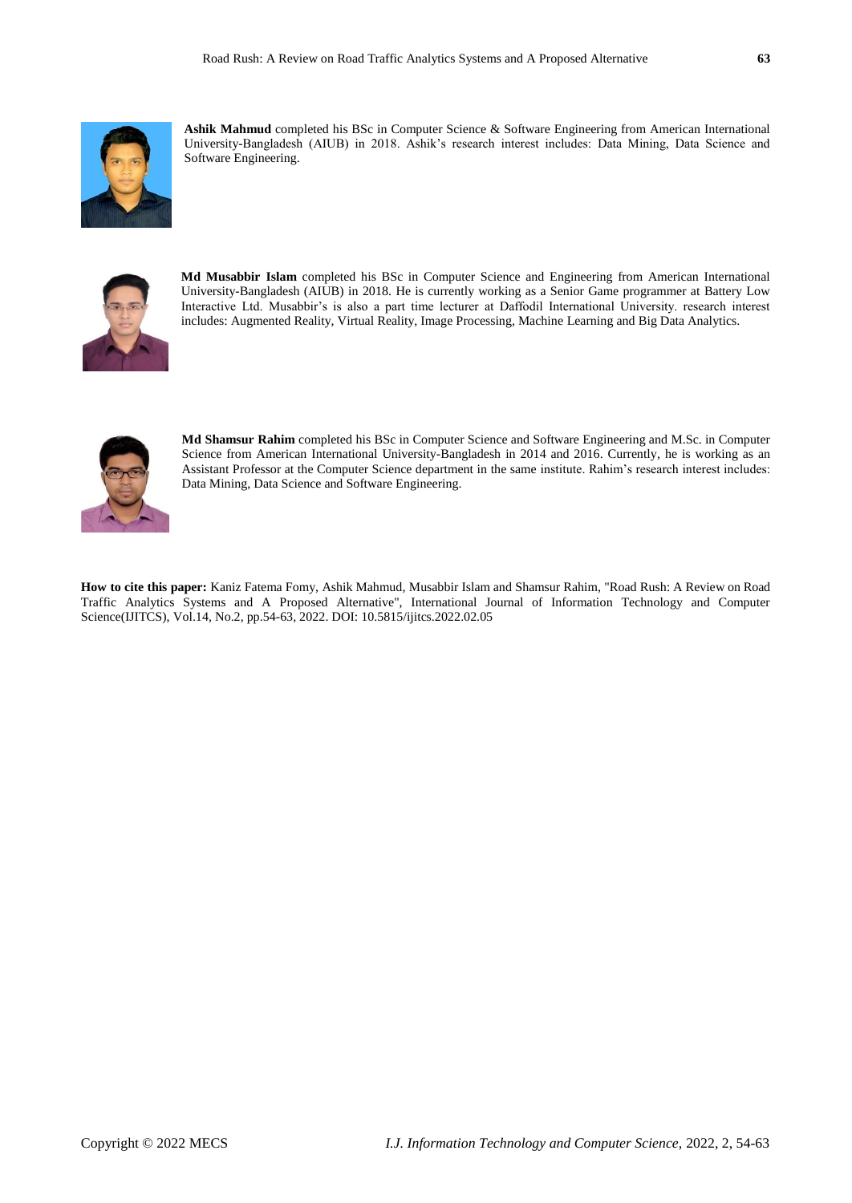**Ashik Mahmud** completed his BSc in Computer Science & Software Engineering from American International University-Bangladesh (AIUB) in 2018. Ashik's research interest includes: Data Mining, Data Science and Software Engineering.

**Md Musabbir Islam** completed his BSc in Computer Science and Engineering from American International University-Bangladesh (AIUB) in 2018. He is currently working as a Senior Game programmer at Battery Low Interactive Ltd. Musabbir's is also a part time lecturer at Daffodil International University. research interest includes: Augmented Reality, Virtual Reality, Image Processing, Machine Learning and Big Data Analytics.

**Md Shamsur Rahim** completed his BSc in Computer Science and Software Engineering and M.Sc. in Computer Science from American International University-Bangladesh in 2014 and 2016. Currently, he is working as an Assistant Professor at the Computer Science department in the same institute. Rahim's research interest includes: Data Mining, Data Science and Software Engineering.

**How to cite this paper:** Kaniz Fatema Fomy, Ashik Mahmud, Musabbir Islam and Shamsur Rahim, "Road Rush: A Review on Road Traffic Analytics Systems and A Proposed Alternative", International Journal of Information Technology and Computer Science(IJITCS), Vol.14, No.2, pp.54-63, 2022. DOI: 10.5815/ijitcs.2022.02.05